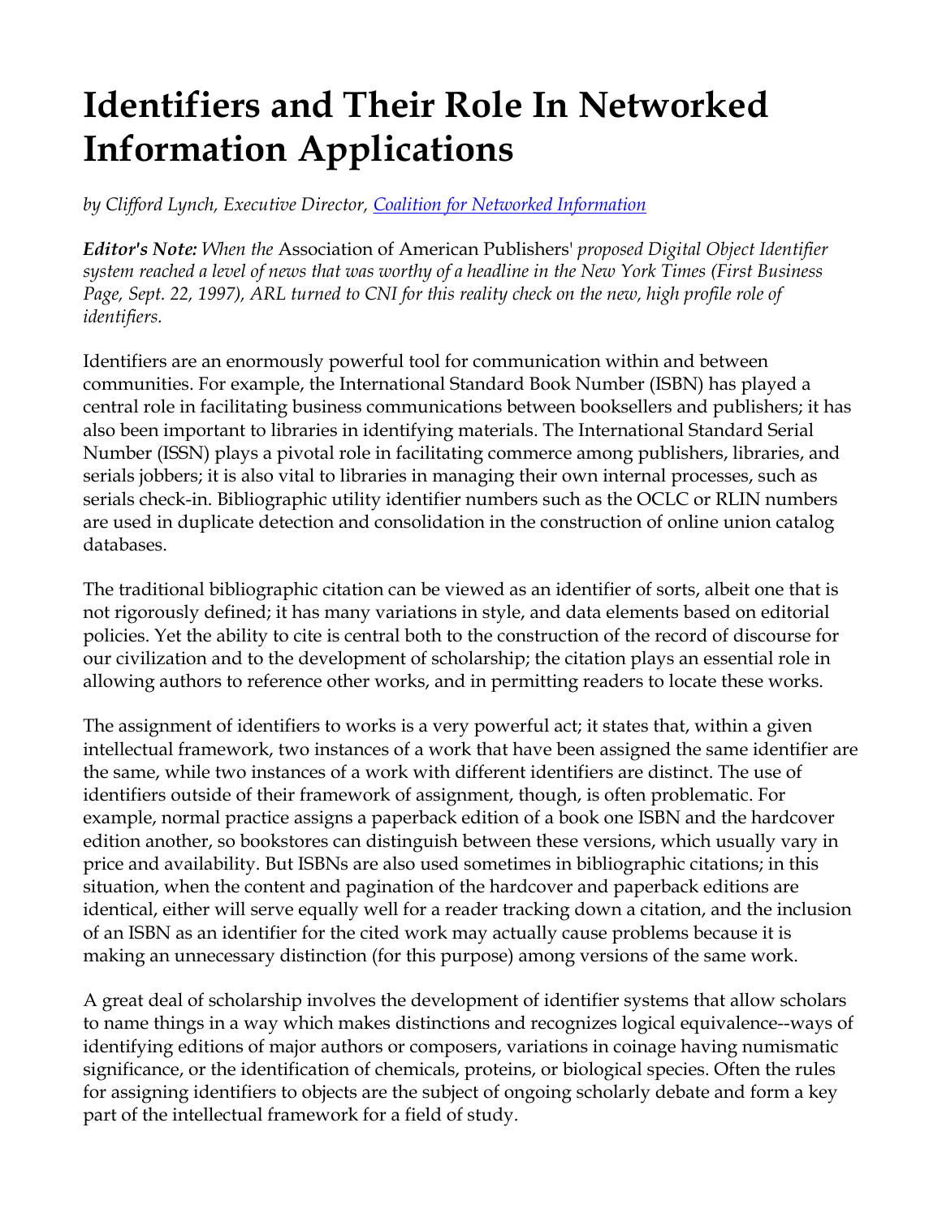# Identifiers and Their Role In Networked Information Applications

*by Clifford Lynch, Executive Director, [Coalition for Networked Information]*

***Editor's Note:*** *When the* Association of American Publishers' *proposed Digital Object Identifier system reached a level of news that was worthy of a headline in the New York Times (First Business Page, Sept. 22, 1997), ARL turned to CNI for this reality check on the new, high profile role of identifiers.*

Identifiers are an enormously powerful tool for communication within and between communities. For example, the International Standard Book Number (ISBN) has played a central role in facilitating business communications between booksellers and publishers; it has also been important to libraries in identifying materials. The International Standard Serial Number (ISSN) plays a pivotal role in facilitating commerce among publishers, libraries, and serials jobbers; it is also vital to libraries in managing their own internal processes, such as serials check-in. Bibliographic utility identifier numbers such as the OCLC or RLIN numbers are used in duplicate detection and consolidation in the construction of online union catalog databases.

The traditional bibliographic citation can be viewed as an identifier of sorts, albeit one that is not rigorously defined; it has many variations in style, and data elements based on editorial policies. Yet the ability to cite is central both to the construction of the record of discourse for our civilization and to the development of scholarship; the citation plays an essential role in allowing authors to reference other works, and in permitting readers to locate these works.

The assignment of identifiers to works is a very powerful act; it states that, within a given intellectual framework, two instances of a work that have been assigned the same identifier are the same, while two instances of a work with different identifiers are distinct. The use of identifiers outside of their framework of assignment, though, is often problematic. For example, normal practice assigns a paperback edition of a book one ISBN and the hardcover edition another, so bookstores can distinguish between these versions, which usually vary in price and availability. But ISBNs are also used sometimes in bibliographic citations; in this situation, when the content and pagination of the hardcover and paperback editions are identical, either will serve equally well for a reader tracking down a citation, and the inclusion of an ISBN as an identifier for the cited work may actually cause problems because it is making an unnecessary distinction (for this purpose) among versions of the same work.

A great deal of scholarship involves the development of identifier systems that allow scholars to name things in a way which makes distinctions and recognizes logical equivalence--ways of identifying editions of major authors or composers, variations in coinage having numismatic significance, or the identification of chemicals, proteins, or biological species. Often the rules for assigning identifiers to objects are the subject of ongoing scholarly debate and form a key part of the intellectual framework for a field of study.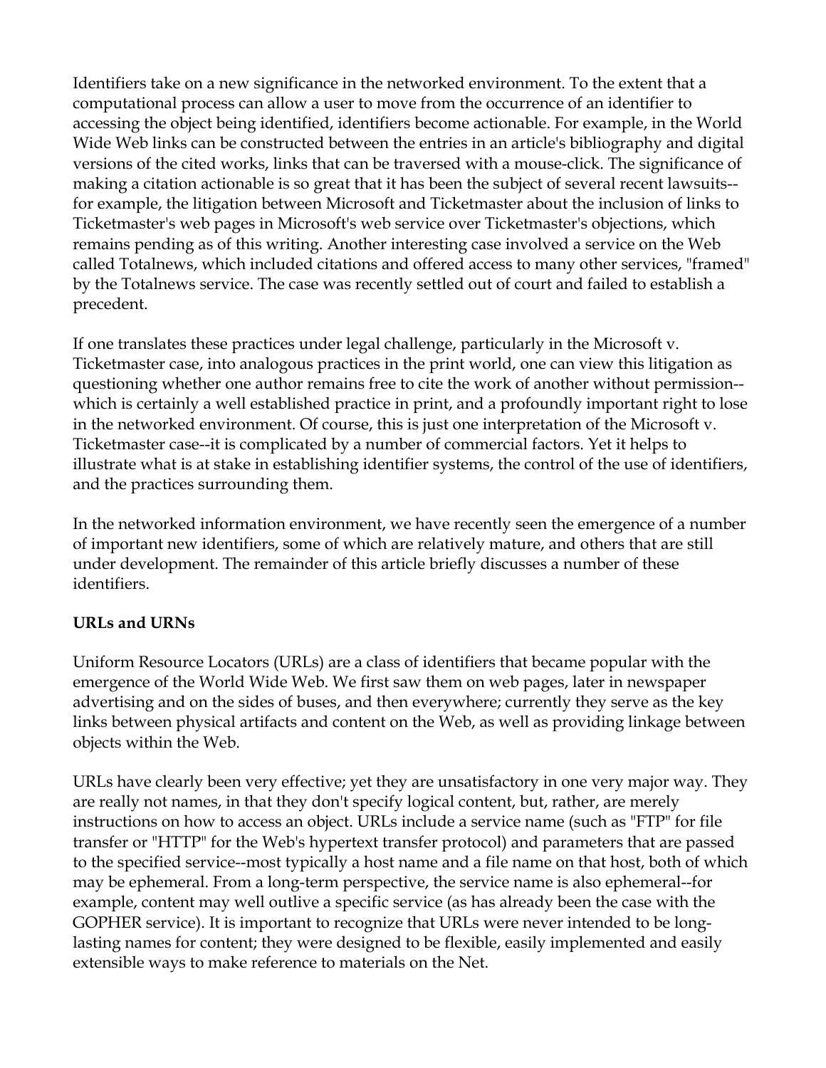Identifiers take on a new significance in the networked environment. To the extent that a computational process can allow a user to move from the occurrence of an identifier to accessing the object being identified, identifiers become actionable. For example, in the World Wide Web links can be constructed between the entries in an article's bibliography and digital versions of the cited works, links that can be traversed with a mouse-click. The significance of making a citation actionable is so great that it has been the subject of several recent lawsuits--for example, the litigation between Microsoft and Ticketmaster about the inclusion of links to Ticketmaster's web pages in Microsoft's web service over Ticketmaster's objections, which remains pending as of this writing. Another interesting case involved a service on the Web called Totalnews, which included citations and offered access to many other services, "framed" by the Totalnews service. The case was recently settled out of court and failed to establish a precedent.

If one translates these practices under legal challenge, particularly in the Microsoft v. Ticketmaster case, into analogous practices in the print world, one can view this litigation as questioning whether one author remains free to cite the work of another without permission--which is certainly a well established practice in print, and a profoundly important right to lose in the networked environment. Of course, this is just one interpretation of the Microsoft v. Ticketmaster case--it is complicated by a number of commercial factors. Yet it helps to illustrate what is at stake in establishing identifier systems, the control of the use of identifiers, and the practices surrounding them.

In the networked information environment, we have recently seen the emergence of a number of important new identifiers, some of which are relatively mature, and others that are still under development. The remainder of this article briefly discusses a number of these identifiers.

**URLs and URNs**

Uniform Resource Locators (URLs) are a class of identifiers that became popular with the emergence of the World Wide Web. We first saw them on web pages, later in newspaper advertising and on the sides of buses, and then everywhere; currently they serve as the key links between physical artifacts and content on the Web, as well as providing linkage between objects within the Web.

URLs have clearly been very effective; yet they are unsatisfactory in one very major way. They are really not names, in that they don't specify logical content, but, rather, are merely instructions on how to access an object. URLs include a service name (such as "FTP" for file transfer or "HTTP" for the Web's hypertext transfer protocol) and parameters that are passed to the specified service--most typically a host name and a file name on that host, both of which may be ephemeral. From a long-term perspective, the service name is also ephemeral--for example, content may well outlive a specific service (as has already been the case with the GOPHER service). It is important to recognize that URLs were never intended to be long-lasting names for content; they were designed to be flexible, easily implemented and easily extensible ways to make reference to materials on the Net.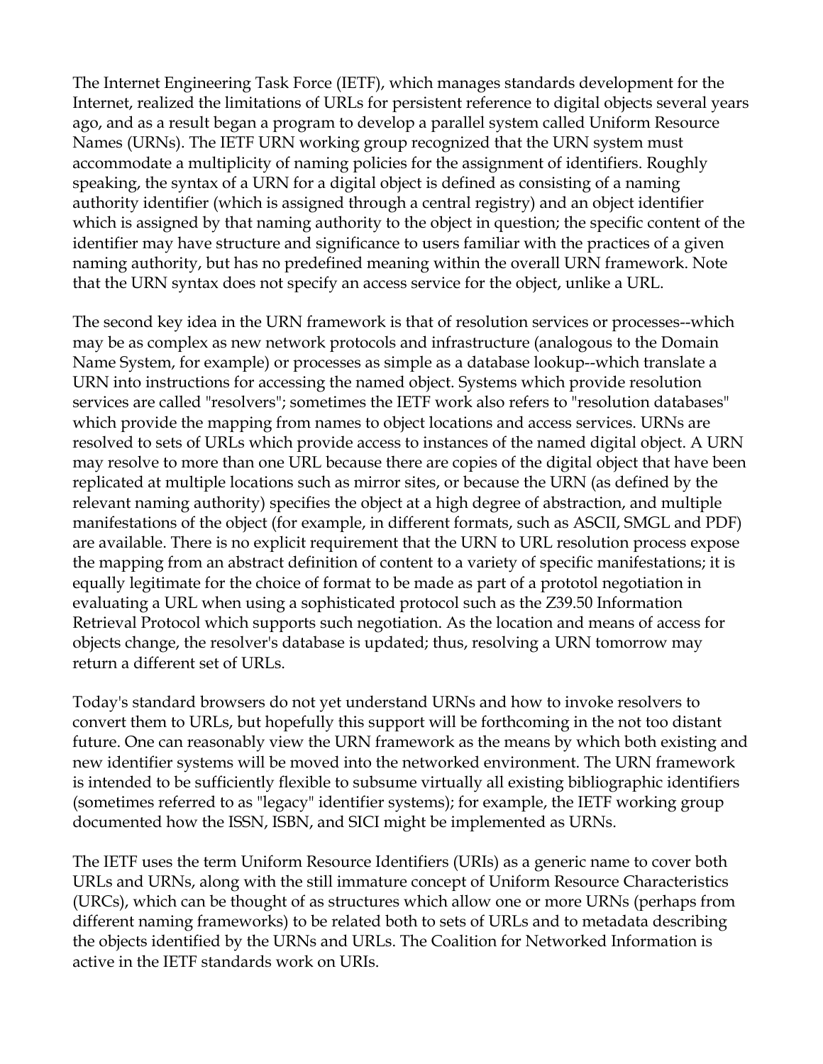The Internet Engineering Task Force (IETF), which manages standards development for the Internet, realized the limitations of URLs for persistent reference to digital objects several years ago, and as a result began a program to develop a parallel system called Uniform Resource Names (URNs). The IETF URN working group recognized that the URN system must accommodate a multiplicity of naming policies for the assignment of identifiers. Roughly speaking, the syntax of a URN for a digital object is defined as consisting of a naming authority identifier (which is assigned through a central registry) and an object identifier which is assigned by that naming authority to the object in question; the specific content of the identifier may have structure and significance to users familiar with the practices of a given naming authority, but has no predefined meaning within the overall URN framework. Note that the URN syntax does not specify an access service for the object, unlike a URL.

The second key idea in the URN framework is that of resolution services or processes--which may be as complex as new network protocols and infrastructure (analogous to the Domain Name System, for example) or processes as simple as a database lookup--which translate a URN into instructions for accessing the named object. Systems which provide resolution services are called "resolvers"; sometimes the IETF work also refers to "resolution databases" which provide the mapping from names to object locations and access services. URNs are resolved to sets of URLs which provide access to instances of the named digital object. A URN may resolve to more than one URL because there are copies of the digital object that have been replicated at multiple locations such as mirror sites, or because the URN (as defined by the relevant naming authority) specifies the object at a high degree of abstraction, and multiple manifestations of the object (for example, in different formats, such as ASCII, SMGL and PDF) are available. There is no explicit requirement that the URN to URL resolution process expose the mapping from an abstract definition of content to a variety of specific manifestations; it is equally legitimate for the choice of format to be made as part of a prototol negotiation in evaluating a URL when using a sophisticated protocol such as the Z39.50 Information Retrieval Protocol which supports such negotiation. As the location and means of access for objects change, the resolver's database is updated; thus, resolving a URN tomorrow may return a different set of URLs.

Today's standard browsers do not yet understand URNs and how to invoke resolvers to convert them to URLs, but hopefully this support will be forthcoming in the not too distant future. One can reasonably view the URN framework as the means by which both existing and new identifier systems will be moved into the networked environment. The URN framework is intended to be sufficiently flexible to subsume virtually all existing bibliographic identifiers (sometimes referred to as "legacy" identifier systems); for example, the IETF working group documented how the ISSN, ISBN, and SICI might be implemented as URNs.

The IETF uses the term Uniform Resource Identifiers (URIs) as a generic name to cover both URLs and URNs, along with the still immature concept of Uniform Resource Characteristics (URCs), which can be thought of as structures which allow one or more URNs (perhaps from different naming frameworks) to be related both to sets of URLs and to metadata describing the objects identified by the URNs and URLs. The Coalition for Networked Information is active in the IETF standards work on URIs.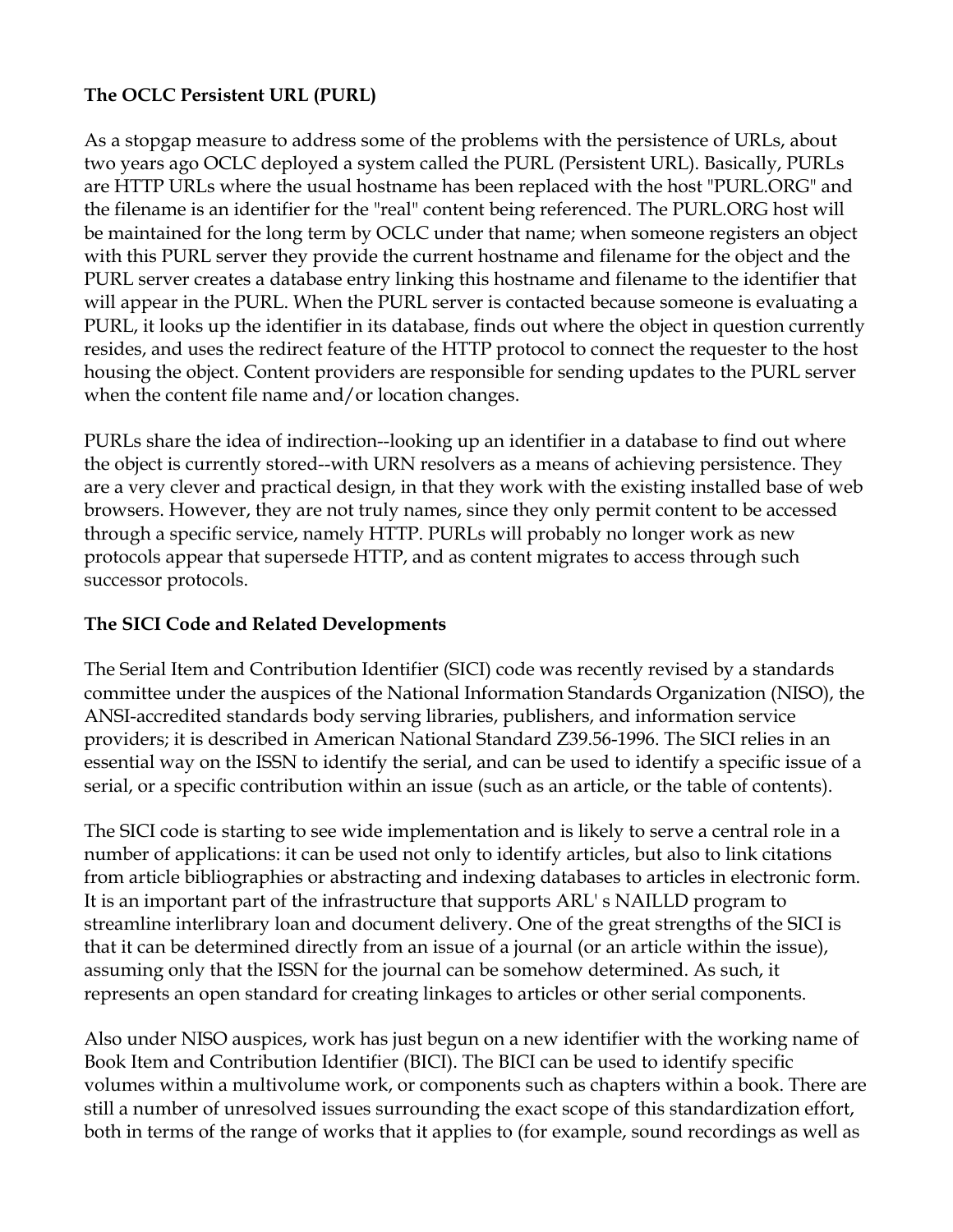**The OCLC Persistent URL (PURL)**

As a stopgap measure to address some of the problems with the persistence of URLs, about two years ago OCLC deployed a system called the PURL (Persistent URL). Basically, PURLs are HTTP URLs where the usual hostname has been replaced with the host "PURL.ORG" and the filename is an identifier for the "real" content being referenced. The PURL.ORG host will be maintained for the long term by OCLC under that name; when someone registers an object with this PURL server they provide the current hostname and filename for the object and the PURL server creates a database entry linking this hostname and filename to the identifier that will appear in the PURL. When the PURL server is contacted because someone is evaluating a PURL, it looks up the identifier in its database, finds out where the object in question currently resides, and uses the redirect feature of the HTTP protocol to connect the requester to the host housing the object. Content providers are responsible for sending updates to the PURL server when the content file name and/or location changes.

PURLs share the idea of indirection--looking up an identifier in a database to find out where the object is currently stored--with URN resolvers as a means of achieving persistence. They are a very clever and practical design, in that they work with the existing installed base of web browsers. However, they are not truly names, since they only permit content to be accessed through a specific service, namely HTTP. PURLs will probably no longer work as new protocols appear that supersede HTTP, and as content migrates to access through such successor protocols.

**The SICI Code and Related Developments**

The Serial Item and Contribution Identifier (SICI) code was recently revised by a standards committee under the auspices of the National Information Standards Organization (NISO), the ANSI-accredited standards body serving libraries, publishers, and information service providers; it is described in American National Standard Z39.56-1996. The SICI relies in an essential way on the ISSN to identify the serial, and can be used to identify a specific issue of a serial, or a specific contribution within an issue (such as an article, or the table of contents).

The SICI code is starting to see wide implementation and is likely to serve a central role in a number of applications: it can be used not only to identify articles, but also to link citations from article bibliographies or abstracting and indexing databases to articles in electronic form. It is an important part of the infrastructure that supports ARL' s NAILLD program to streamline interlibrary loan and document delivery. One of the great strengths of the SICI is that it can be determined directly from an issue of a journal (or an article within the issue), assuming only that the ISSN for the journal can be somehow determined. As such, it represents an open standard for creating linkages to articles or other serial components.

Also under NISO auspices, work has just begun on a new identifier with the working name of Book Item and Contribution Identifier (BICI). The BICI can be used to identify specific volumes within a multivolume work, or components such as chapters within a book. There are still a number of unresolved issues surrounding the exact scope of this standardization effort, both in terms of the range of works that it applies to (for example, sound recordings as well as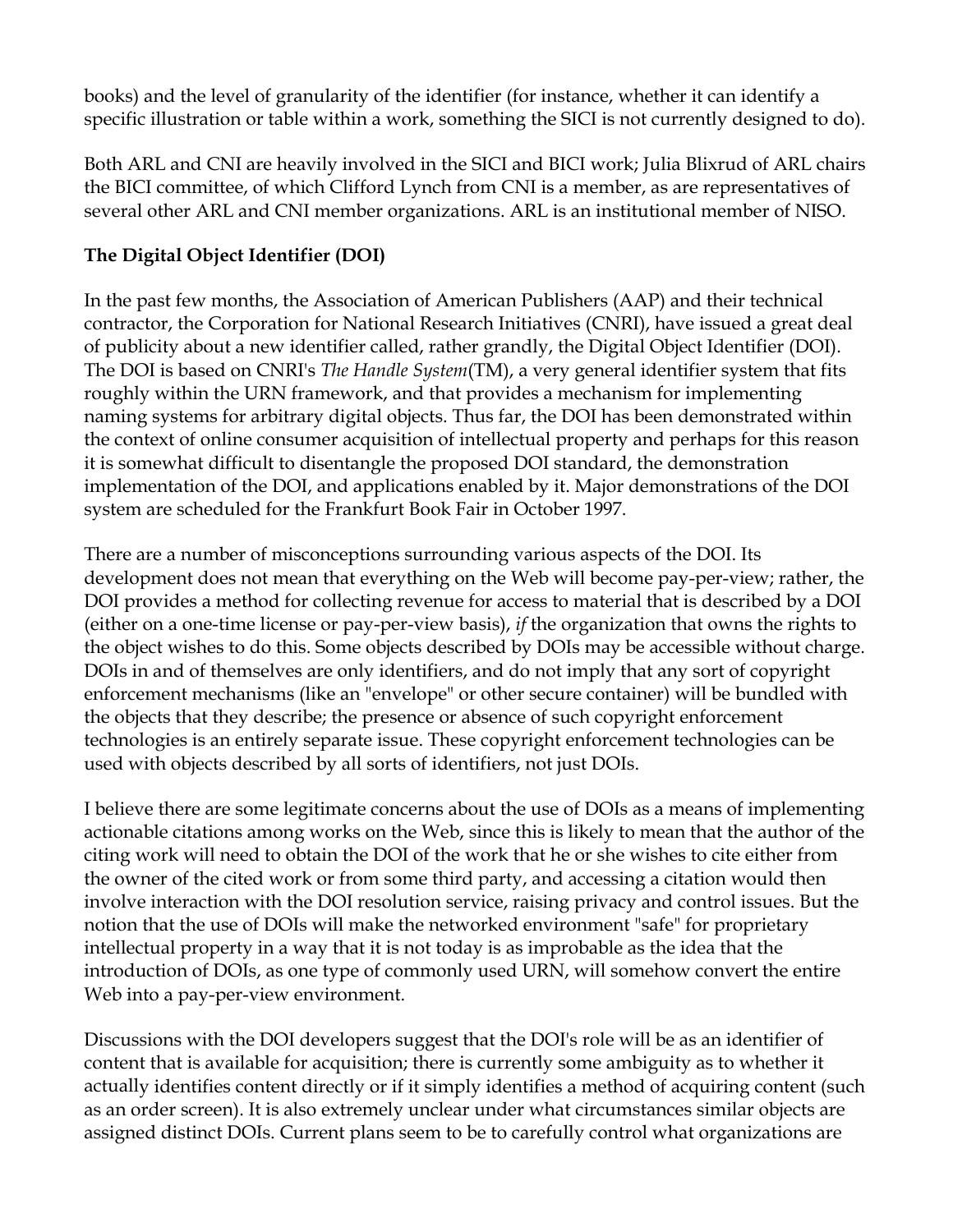books) and the level of granularity of the identifier (for instance, whether it can identify a specific illustration or table within a work, something the SICI is not currently designed to do).

Both ARL and CNI are heavily involved in the SICI and BICI work; Julia Blixrud of ARL chairs the BICI committee, of which Clifford Lynch from CNI is a member, as are representatives of several other ARL and CNI member organizations. ARL is an institutional member of NISO.

**The Digital Object Identifier (DOI)**

In the past few months, the Association of American Publishers (AAP) and their technical contractor, the Corporation for National Research Initiatives (CNRI), have issued a great deal of publicity about a new identifier called, rather grandly, the Digital Object Identifier (DOI). The DOI is based on CNRI's *The Handle System*(TM), a very general identifier system that fits roughly within the URN framework, and that provides a mechanism for implementing naming systems for arbitrary digital objects. Thus far, the DOI has been demonstrated within the context of online consumer acquisition of intellectual property and perhaps for this reason it is somewhat difficult to disentangle the proposed DOI standard, the demonstration implementation of the DOI, and applications enabled by it. Major demonstrations of the DOI system are scheduled for the Frankfurt Book Fair in October 1997.

There are a number of misconceptions surrounding various aspects of the DOI. Its development does not mean that everything on the Web will become pay-per-view; rather, the DOI provides a method for collecting revenue for access to material that is described by a DOI (either on a one-time license or pay-per-view basis), *if* the organization that owns the rights to the object wishes to do this. Some objects described by DOIs may be accessible without charge. DOIs in and of themselves are only identifiers, and do not imply that any sort of copyright enforcement mechanisms (like an "envelope" or other secure container) will be bundled with the objects that they describe; the presence or absence of such copyright enforcement technologies is an entirely separate issue. These copyright enforcement technologies can be used with objects described by all sorts of identifiers, not just DOIs.

I believe there are some legitimate concerns about the use of DOIs as a means of implementing actionable citations among works on the Web, since this is likely to mean that the author of the citing work will need to obtain the DOI of the work that he or she wishes to cite either from the owner of the cited work or from some third party, and accessing a citation would then involve interaction with the DOI resolution service, raising privacy and control issues. But the notion that the use of DOIs will make the networked environment "safe" for proprietary intellectual property in a way that it is not today is as improbable as the idea that the introduction of DOIs, as one type of commonly used URN, will somehow convert the entire Web into a pay-per-view environment.

Discussions with the DOI developers suggest that the DOI's role will be as an identifier of content that is available for acquisition; there is currently some ambiguity as to whether it actually identifies content directly or if it simply identifies a method of acquiring content (such as an order screen). It is also extremely unclear under what circumstances similar objects are assigned distinct DOIs. Current plans seem to be to carefully control what organizations are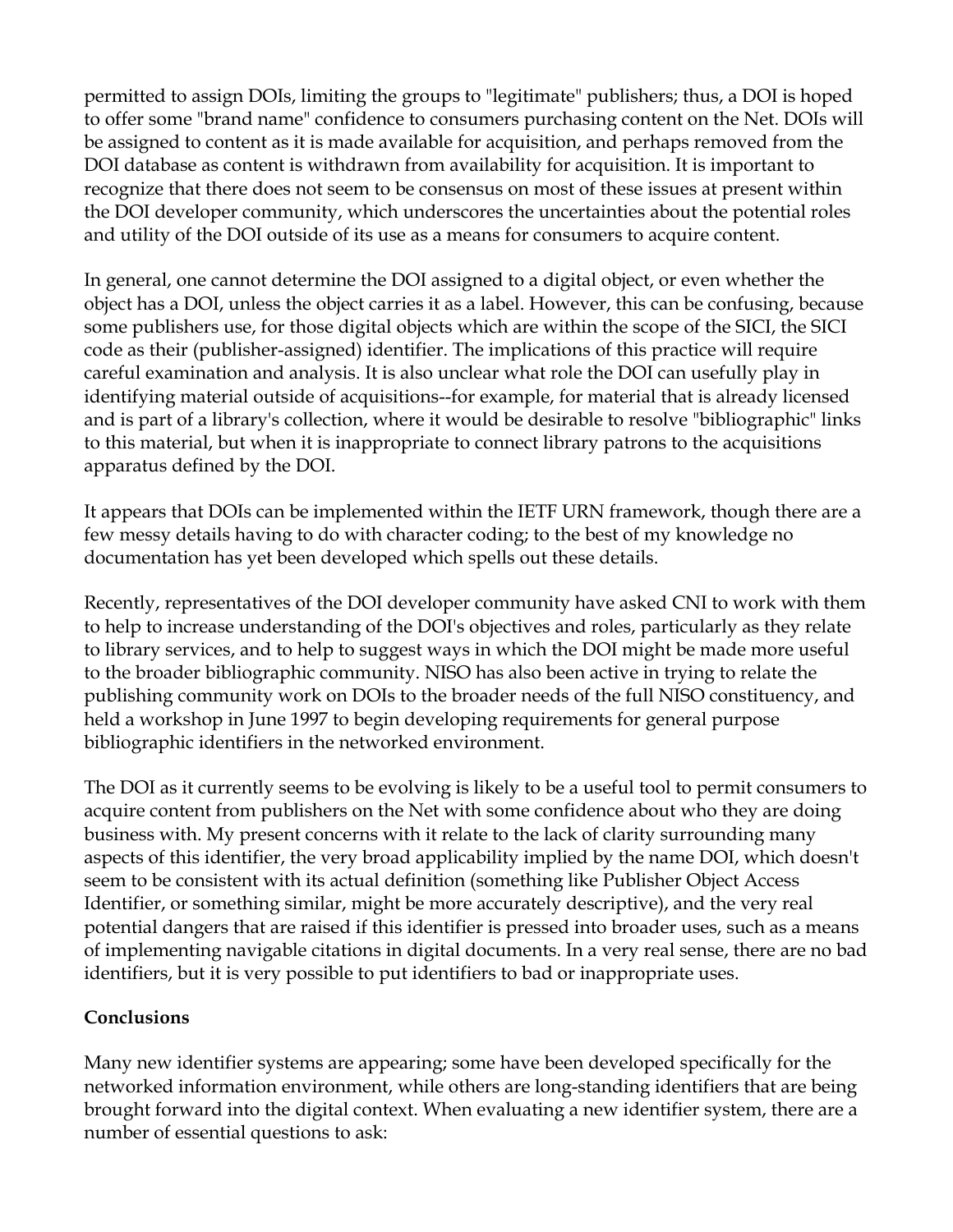permitted to assign DOIs, limiting the groups to "legitimate" publishers; thus, a DOI is hoped to offer some "brand name" confidence to consumers purchasing content on the Net. DOIs will be assigned to content as it is made available for acquisition, and perhaps removed from the DOI database as content is withdrawn from availability for acquisition. It is important to recognize that there does not seem to be consensus on most of these issues at present within the DOI developer community, which underscores the uncertainties about the potential roles and utility of the DOI outside of its use as a means for consumers to acquire content.

In general, one cannot determine the DOI assigned to a digital object, or even whether the object has a DOI, unless the object carries it as a label. However, this can be confusing, because some publishers use, for those digital objects which are within the scope of the SICI, the SICI code as their (publisher-assigned) identifier. The implications of this practice will require careful examination and analysis. It is also unclear what role the DOI can usefully play in identifying material outside of acquisitions--for example, for material that is already licensed and is part of a library's collection, where it would be desirable to resolve "bibliographic" links to this material, but when it is inappropriate to connect library patrons to the acquisitions apparatus defined by the DOI.

It appears that DOIs can be implemented within the IETF URN framework, though there are a few messy details having to do with character coding; to the best of my knowledge no documentation has yet been developed which spells out these details.

Recently, representatives of the DOI developer community have asked CNI to work with them to help to increase understanding of the DOI's objectives and roles, particularly as they relate to library services, and to help to suggest ways in which the DOI might be made more useful to the broader bibliographic community. NISO has also been active in trying to relate the publishing community work on DOIs to the broader needs of the full NISO constituency, and held a workshop in June 1997 to begin developing requirements for general purpose bibliographic identifiers in the networked environment.

The DOI as it currently seems to be evolving is likely to be a useful tool to permit consumers to acquire content from publishers on the Net with some confidence about who they are doing business with. My present concerns with it relate to the lack of clarity surrounding many aspects of this identifier, the very broad applicability implied by the name DOI, which doesn't seem to be consistent with its actual definition (something like Publisher Object Access Identifier, or something similar, might be more accurately descriptive), and the very real potential dangers that are raised if this identifier is pressed into broader uses, such as a means of implementing navigable citations in digital documents. In a very real sense, there are no bad identifiers, but it is very possible to put identifiers to bad or inappropriate uses.

**Conclusions**

Many new identifier systems are appearing; some have been developed specifically for the networked information environment, while others are long-standing identifiers that are being brought forward into the digital context. When evaluating a new identifier system, there are a number of essential questions to ask: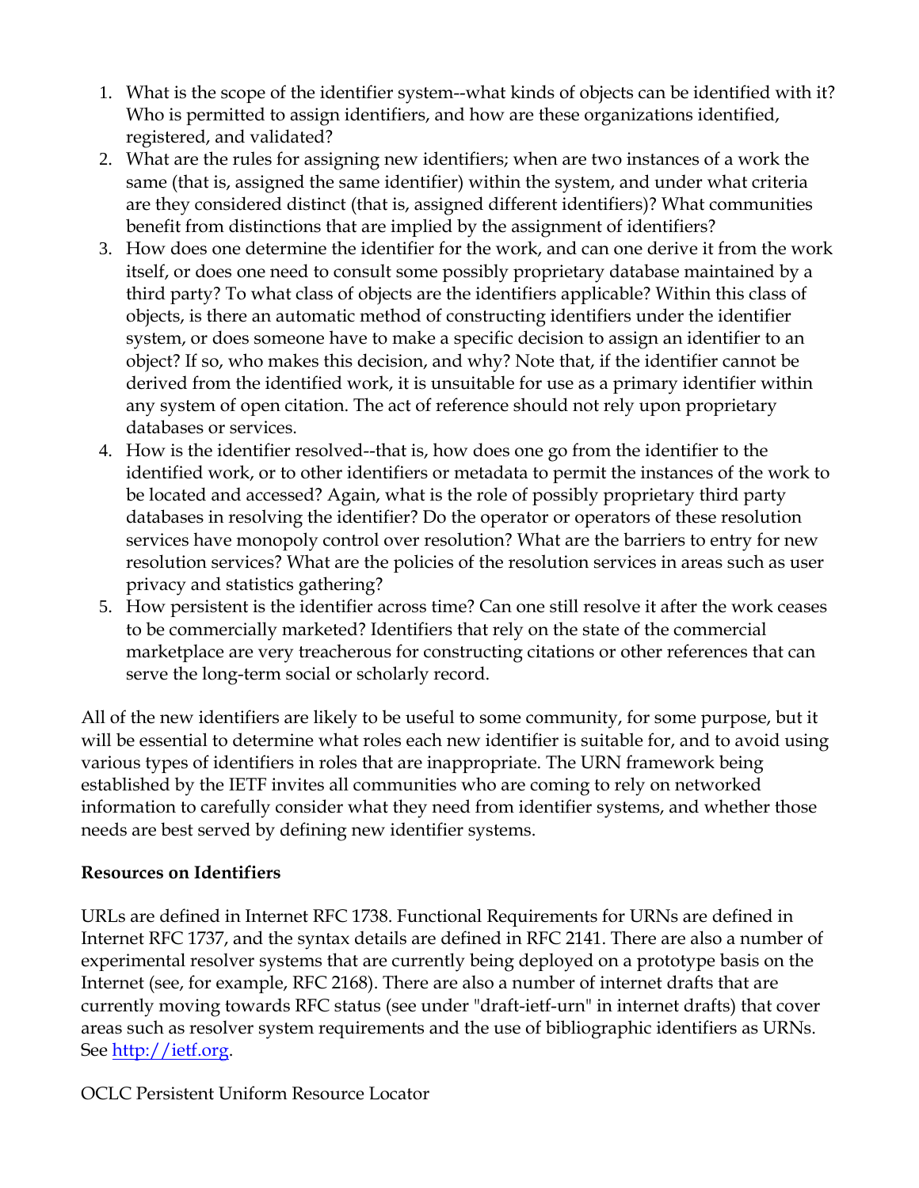1. What is the scope of the identifier system--what kinds of objects can be identified with it? Who is permitted to assign identifiers, and how are these organizations identified, registered, and validated?
2. What are the rules for assigning new identifiers; when are two instances of a work the same (that is, assigned the same identifier) within the system, and under what criteria are they considered distinct (that is, assigned different identifiers)? What communities benefit from distinctions that are implied by the assignment of identifiers?
3. How does one determine the identifier for the work, and can one derive it from the work itself, or does one need to consult some possibly proprietary database maintained by a third party? To what class of objects are the identifiers applicable? Within this class of objects, is there an automatic method of constructing identifiers under the identifier system, or does someone have to make a specific decision to assign an identifier to an object? If so, who makes this decision, and why? Note that, if the identifier cannot be derived from the identified work, it is unsuitable for use as a primary identifier within any system of open citation. The act of reference should not rely upon proprietary databases or services.
4. How is the identifier resolved--that is, how does one go from the identifier to the identified work, or to other identifiers or metadata to permit the instances of the work to be located and accessed? Again, what is the role of possibly proprietary third party databases in resolving the identifier? Do the operator or operators of these resolution services have monopoly control over resolution? What are the barriers to entry for new resolution services? What are the policies of the resolution services in areas such as user privacy and statistics gathering?
5. How persistent is the identifier across time? Can one still resolve it after the work ceases to be commercially marketed? Identifiers that rely on the state of the commercial marketplace are very treacherous for constructing citations or other references that can serve the long-term social or scholarly record.

All of the new identifiers are likely to be useful to some community, for some purpose, but it will be essential to determine what roles each new identifier is suitable for, and to avoid using various types of identifiers in roles that are inappropriate. The URN framework being established by the IETF invites all communities who are coming to rely on networked information to carefully consider what they need from identifier systems, and whether those needs are best served by defining new identifier systems.

**Resources on Identifiers**

URLs are defined in Internet RFC 1738. Functional Requirements for URNs are defined in Internet RFC 1737, and the syntax details are defined in RFC 2141. There are also a number of experimental resolver systems that are currently being deployed on a prototype basis on the Internet (see, for example, RFC 2168). There are also a number of internet drafts that are currently moving towards RFC status (see under "draft-ietf-urn" in internet drafts) that cover areas such as resolver system requirements and the use of bibliographic identifiers as URNs. See [http://ietf.org](http://ietf.org).

OCLC Persistent Uniform Resource Locator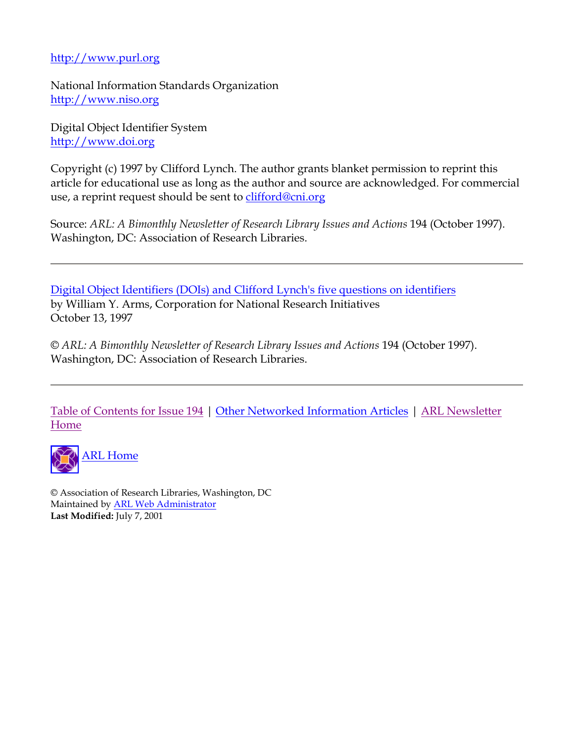http://www.purl.org

National Information Standards Organization
http://www.niso.org

Digital Object Identifier System
http://www.doi.org

Copyright (c) 1997 by Clifford Lynch. The author grants blanket permission to reprint this article for educational use as long as the author and source are acknowledged. For commercial use, a reprint request should be sent to clifford@cni.org

Source: *ARL: A Bimonthly Newsletter of Research Library Issues and Actions* 194 (October 1997). Washington, DC: Association of Research Libraries.

---

Digital Object Identifiers (DOIs) and Clifford Lynch's five questions on identifiers
by William Y. Arms, Corporation for National Research Initiatives
October 13, 1997

© *ARL: A Bimonthly Newsletter of Research Library Issues and Actions* 194 (October 1997). Washington, DC: Association of Research Libraries.

---

Table of Contents for Issue 194 | Other Networked Information Articles | ARL Newsletter Home

ARL Home

© Association of Research Libraries, Washington, DC
Maintained by ARL Web Administrator
**Last Modified:** July 7, 2001